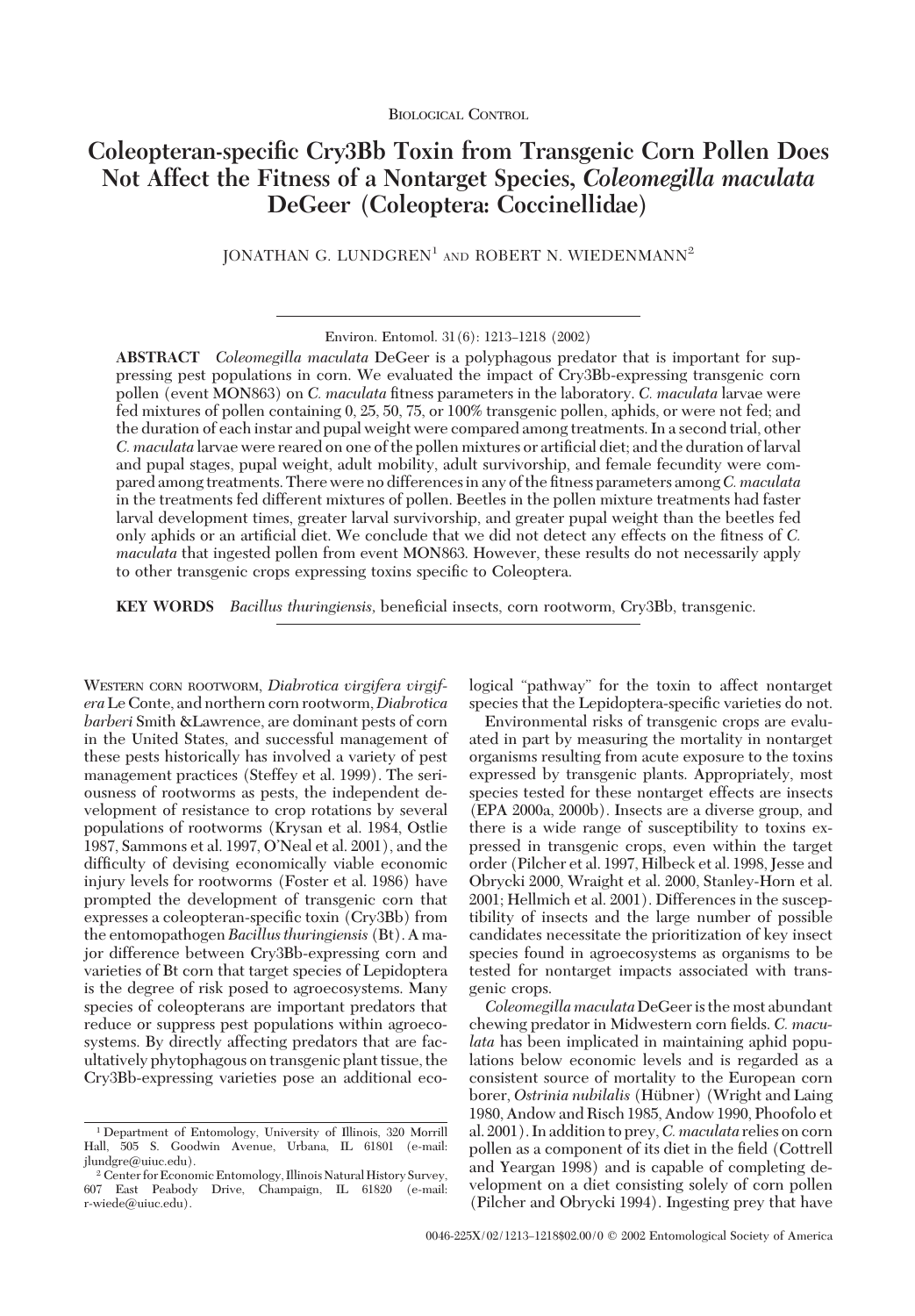Biological Control

# Coleopteran-specific Cry3Bb Toxin from Transgenic Corn Pollen Does Not Affect the Fitness of a Nontarget Species, *Coleomegilla maculata* DeGeer (Coleoptera: Coccinellidae)

JONATHAN G. LUNDGREN[1] AND ROBERT N. WIEDENMANN[2]

Environ. Entomol. 31(6): 1213–1218 (2002)

**ABSTRACT** *Coleomegilla maculata* DeGeer is a polyphagous predator that is important for suppressing pest populations in corn. We evaluated the impact of Cry3Bb-expressing transgenic corn pollen (event MON863) on *C. maculata* fitness parameters in the laboratory. *C. maculata* larvae were fed mixtures of pollen containing 0, 25, 50, 75, or 100% transgenic pollen, aphids, or were not fed; and the duration of each instar and pupal weight were compared among treatments. In a second trial, other *C. maculata* larvae were reared on one of the pollen mixtures or artificial diet; and the duration of larval and pupal stages, pupal weight, adult mobility, adult survivorship, and female fecundity were compared among treatments. There were no differences in any of the fitness parameters among *C. maculata* in the treatments fed different mixtures of pollen. Beetles in the pollen mixture treatments had faster larval development times, greater larval survivorship, and greater pupal weight than the beetles fed only aphids or an artificial diet. We conclude that we did not detect any effects on the fitness of *C. maculata* that ingested pollen from event MON863. However, these results do not necessarily apply to other transgenic crops expressing toxins specific to Coleoptera.

**KEY WORDS** *Bacillus thuringiensis*, beneficial insects, corn rootworm, Cry3Bb, transgenic.

Western corn rootworm, *Diabrotica virgifera virgifera* Le Conte, and northern corn rootworm, *Diabrotica barberi* Smith &Lawrence, are dominant pests of corn in the United States, and successful management of these pests historically has involved a variety of pest management practices (Steffey et al. 1999). The seriousness of rootworms as pests, the independent development of resistance to crop rotations by several populations of rootworms (Krysan et al. 1984, Ostlie 1987, Sammons et al. 1997, O'Neal et al. 2001), and the difficulty of devising economically viable economic injury levels for rootworms (Foster et al. 1986) have prompted the development of transgenic corn that expresses a coleopteran-specific toxin (Cry3Bb) from the entomopathogen *Bacillus thuringiensis* (Bt). A major difference between Cry3Bb-expressing corn and varieties of Bt corn that target species of Lepidoptera is the degree of risk posed to agroecosystems. Many species of coleopterans are important predators that reduce or suppress pest populations within agroecosystems. By directly affecting predators that are facultatively phytophagous on transgenic plant tissue, the Cry3Bb-expressing varieties pose an additional ecological "pathway" for the toxin to affect nontarget species that the Lepidoptera-specific varieties do not.

Environmental risks of transgenic crops are evaluated in part by measuring the mortality in nontarget organisms resulting from acute exposure to the toxins expressed by transgenic plants. Appropriately, most species tested for these nontarget effects are insects (EPA 2000a, 2000b). Insects are a diverse group, and there is a wide range of susceptibility to toxins expressed in transgenic crops, even within the target order (Pilcher et al. 1997, Hilbeck et al. 1998, Jesse and Obrycki 2000, Wraight et al. 2000, Stanley-Horn et al. 2001; Hellmich et al. 2001). Differences in the susceptibility of insects and the large number of possible candidates necessitate the prioritization of key insect species found in agroecosystems as organisms to be tested for nontarget impacts associated with transgenic crops.

*Coleomegilla maculata* DeGeer is the most abundant chewing predator in Midwestern corn fields. *C. maculata* has been implicated in maintaining aphid populations below economic levels and is regarded as a consistent source of mortality to the European corn borer, *Ostrinia nubilalis* (Hübner) (Wright and Laing 1980, Andow and Risch 1985, Andow 1990, Phoofolo et al. 2001). In addition to prey, *C. maculata* relies on corn pollen as a component of its diet in the field (Cottrell and Yeargan 1998) and is capable of completing development on a diet consisting solely of corn pollen (Pilcher and Obrycki 1994). Ingesting prey that have

[1] Department of Entomology, University of Illinois, 320 Morrill Hall, 505 S. Goodwin Avenue, Urbana, IL 61801 (e-mail: jlundgre@uiuc.edu).

[2] Center for Economic Entomology, Illinois Natural History Survey, 607 East Peabody Drive, Champaign, IL 61820 (e-mail: r-wiede@uiuc.edu).

0046-225X/02/1213–1218$02.00/0 © 2002 Entomological Society of America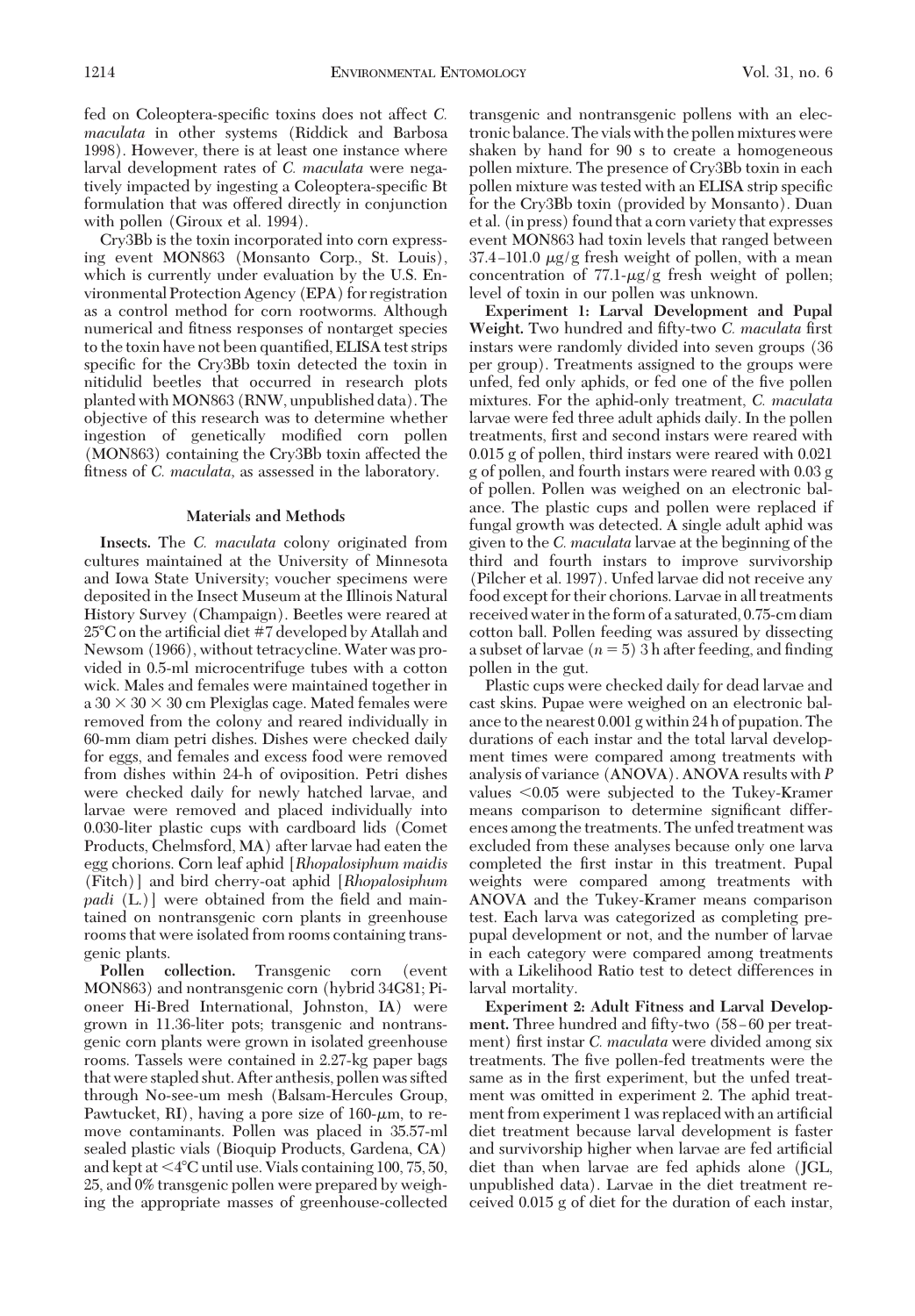fed on Coleoptera-specific toxins does not affect *C. maculata* in other systems (Riddick and Barbosa 1998). However, there is at least one instance where larval development rates of *C. maculata* were negatively impacted by ingesting a Coleoptera-specific Bt formulation that was offered directly in conjunction with pollen (Giroux et al. 1994).

Cry3Bb is the toxin incorporated into corn expressing event MON863 (Monsanto Corp., St. Louis), which is currently under evaluation by the U.S. Environmental Protection Agency (EPA) for registration as a control method for corn rootworms. Although numerical and fitness responses of nontarget species to the toxin have not been quantified, ELISA test strips specific for the Cry3Bb toxin detected the toxin in nitidulid beetles that occurred in research plots planted with MON863 (RNW, unpublished data). The objective of this research was to determine whether ingestion of genetically modified corn pollen (MON863) containing the Cry3Bb toxin affected the fitness of *C. maculata*, as assessed in the laboratory.

## Materials and Methods

**Insects.** The *C. maculata* colony originated from cultures maintained at the University of Minnesota and Iowa State University; voucher specimens were deposited in the Insect Museum at the Illinois Natural History Survey (Champaign). Beetles were reared at 25°C on the artificial diet #7 developed by Atallah and Newsom (1966), without tetracycline. Water was provided in 0.5-ml microcentrifuge tubes with a cotton wick. Males and females were maintained together in a $30 \times 30 \times 30$ cm Plexiglas cage. Mated females were removed from the colony and reared individually in 60-mm diam petri dishes. Dishes were checked daily for eggs, and females and excess food were removed from dishes within 24-h of oviposition. Petri dishes were checked daily for newly hatched larvae, and larvae were removed and placed individually into 0.030-liter plastic cups with cardboard lids (Comet Products, Chelmsford, MA) after larvae had eaten the egg chorions. Corn leaf aphid [*Rhopalosiphum maidis* (Fitch)] and bird cherry-oat aphid [*Rhopalosiphum padi* (L.)] were obtained from the field and maintained on nontransgenic corn plants in greenhouse rooms that were isolated from rooms containing transgenic plants.

**Pollen collection.** Transgenic corn (event MON863) and nontransgenic corn (hybrid 34G81; Pioneer Hi-Bred International, Johnston, IA) were grown in 11.36-liter pots; transgenic and nontransgenic corn plants were grown in isolated greenhouse rooms. Tassels were contained in 2.27-kg paper bags that were stapled shut. After anthesis, pollen was sifted through No-see-um mesh (Balsam-Hercules Group, Pawtucket, RI), having a pore size of 160-$\mu$m, to remove contaminants. Pollen was placed in 35.57-ml sealed plastic vials (Bioquip Products, Gardena, CA) and kept at <4°C until use. Vials containing 100, 75, 50, 25, and 0% transgenic pollen were prepared by weighing the appropriate masses of greenhouse-collected transgenic and nontransgenic pollens with an electronic balance. The vials with the pollen mixtures were shaken by hand for 90 s to create a homogeneous pollen mixture. The presence of Cry3Bb toxin in each pollen mixture was tested with an ELISA strip specific for the Cry3Bb toxin (provided by Monsanto). Duan et al. (in press) found that a corn variety that expresses event MON863 had toxin levels that ranged between 37.4–101.0 $\mu$g/g fresh weight of pollen, with a mean concentration of 77.1-$\mu$g/g fresh weight of pollen; level of toxin in our pollen was unknown.

**Experiment 1: Larval Development and Pupal Weight.** Two hundred and fifty-two *C. maculata* first instars were randomly divided into seven groups (36 per group). Treatments assigned to the groups were unfed, fed only aphids, or fed one of the five pollen mixtures. For the aphid-only treatment, *C. maculata* larvae were fed three adult aphids daily. In the pollen treatments, first and second instars were reared with 0.015 g of pollen, third instars were reared with 0.021 g of pollen, and fourth instars were reared with 0.03 g of pollen. Pollen was weighed on an electronic balance. The plastic cups and pollen were replaced if fungal growth was detected. A single adult aphid was given to the *C. maculata* larvae at the beginning of the third and fourth instars to improve survivorship (Pilcher et al. 1997). Unfed larvae did not receive any food except for their chorions. Larvae in all treatments received water in the form of a saturated, 0.75-cm diam cotton ball. Pollen feeding was assured by dissecting a subset of larvae ($n = 5$) 3 h after feeding, and finding pollen in the gut.

Plastic cups were checked daily for dead larvae and cast skins. Pupae were weighed on an electronic balance to the nearest 0.001 g within 24 h of pupation. The durations of each instar and the total larval development times were compared among treatments with analysis of variance (ANOVA). ANOVA results with $P$ values <0.05 were subjected to the Tukey-Kramer means comparison to determine significant differences among the treatments. The unfed treatment was excluded from these analyses because only one larva completed the first instar in this treatment. Pupal weights were compared among treatments with ANOVA and the Tukey-Kramer means comparison test. Each larva was categorized as completing prepupal development or not, and the number of larvae in each category were compared among treatments with a Likelihood Ratio test to detect differences in larval mortality.

**Experiment 2: Adult Fitness and Larval Development.** Three hundred and fifty-two (58–60 per treatment) first instar *C. maculata* were divided among six treatments. The five pollen-fed treatments were the same as in the first experiment, but the unfed treatment was omitted in experiment 2. The aphid treatment from experiment 1 was replaced with an artificial diet treatment because larval development is faster and survivorship higher when larvae are fed artificial diet than when larvae are fed aphids alone (JGL, unpublished data). Larvae in the diet treatment received 0.015 g of diet for the duration of each instar,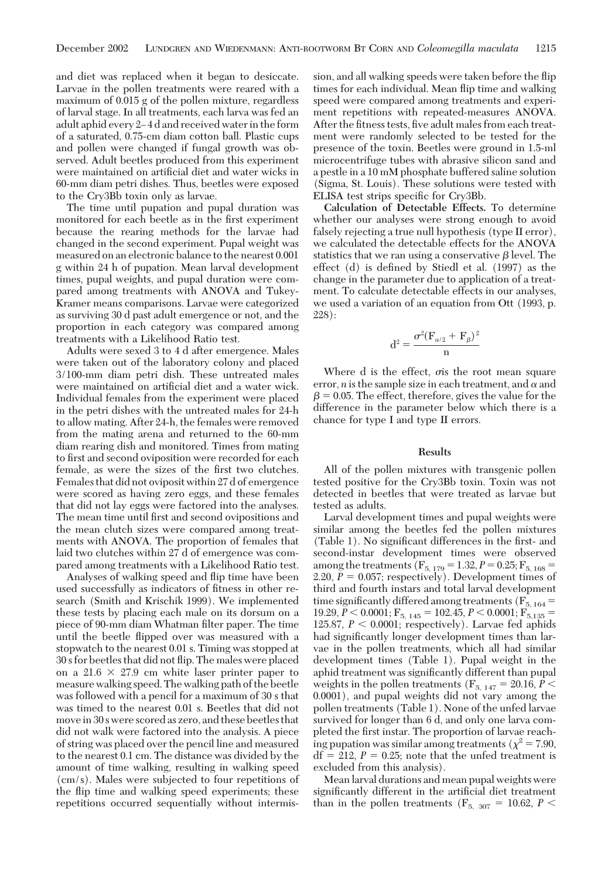and diet was replaced when it began to desiccate. Larvae in the pollen treatments were reared with a maximum of 0.015 g of the pollen mixture, regardless of larval stage. In all treatments, each larva was fed an adult aphid every 2–4 d and received water in the form of a saturated, 0.75-cm diam cotton ball. Plastic cups and pollen were changed if fungal growth was observed. Adult beetles produced from this experiment were maintained on artificial diet and water wicks in 60-mm diam petri dishes. Thus, beetles were exposed to the Cry3Bb toxin only as larvae.

The time until pupation and pupal duration was monitored for each beetle as in the first experiment because the rearing methods for the larvae had changed in the second experiment. Pupal weight was measured on an electronic balance to the nearest 0.001 g within 24 h of pupation. Mean larval development times, pupal weights, and pupal duration were compared among treatments with ANOVA and Tukey-Kramer means comparisons. Larvae were categorized as surviving 30 d past adult emergence or not, and the proportion in each category was compared among treatments with a Likelihood Ratio test.

Adults were sexed 3 to 4 d after emergence. Males were taken out of the laboratory colony and placed 3/100-mm diam petri dish. These untreated males were maintained on artificial diet and a water wick. Individual females from the experiment were placed in the petri dishes with the untreated males for 24-h to allow mating. After 24-h, the females were removed from the mating arena and returned to the 60-mm diam rearing dish and monitored. Times from mating to first and second oviposition were recorded for each female, as were the sizes of the first two clutches. Females that did not oviposit within 27 d of emergence were scored as having zero eggs, and these females that did not lay eggs were factored into the analyses. The mean time until first and second ovipositions and the mean clutch sizes were compared among treatments with ANOVA. The proportion of females that laid two clutches within 27 d of emergence was compared among treatments with a Likelihood Ratio test.

Analyses of walking speed and flip time have been used successfully as indicators of fitness in other research (Smith and Krischik 1999). We implemented these tests by placing each male on its dorsum on a piece of 90-mm diam Whatman filter paper. The time until the beetle flipped over was measured with a stopwatch to the nearest 0.01 s. Timing was stopped at 30 s for beetles that did not flip. The males were placed on a 21.6 × 27.9 cm white laser printer paper to measure walking speed. The walking path of the beetle was followed with a pencil for a maximum of 30 s that was timed to the nearest 0.01 s. Beetles that did not move in 30 s were scored as zero, and these beetles that did not walk were factored into the analysis. A piece of string was placed over the pencil line and measured to the nearest 0.1 cm. The distance was divided by the amount of time walking, resulting in walking speed (cm/s). Males were subjected to four repetitions of the flip time and walking speed experiments; these repetitions occurred sequentially without intermission, and all walking speeds were taken before the flip times for each individual. Mean flip time and walking speed were compared among treatments and experiment repetitions with repeated-measures ANOVA. After the fitness tests, five adult males from each treatment were randomly selected to be tested for the presence of the toxin. Beetles were ground in 1.5-ml microcentrifuge tubes with abrasive silicon sand and a pestle in a 10 mM phosphate buffered saline solution (Sigma, St. Louis). These solutions were tested with ELISA test strips specific for Cry3Bb.

**Calculation of Detectable Effects.** To determine whether our analyses were strong enough to avoid falsely rejecting a true null hypothesis (type II error), we calculated the detectable effects for the ANOVA statistics that we ran using a conservative $\beta$ level. The effect (d) is defined by Stiedl et al. (1997) as the change in the parameter due to application of a treatment. To calculate detectable effects in our analyses, we used a variation of an equation from Ott (1993, p. 228):

$$d^2 = \frac{\sigma^2(F_{\alpha/2} + F_{\beta})^2}{n}$$

Where d is the effect, $\sigma$ is the root mean square error, $n$ is the sample size in each treatment, and $\alpha$ and $\beta = 0.05$. The effect, therefore, gives the value for the difference in the parameter below which there is a chance for type I and type II errors.

## Results

All of the pollen mixtures with transgenic pollen tested positive for the Cry3Bb toxin. Toxin was not detected in beetles that were treated as larvae but tested as adults.

Larval development times and pupal weights were similar among the beetles fed the pollen mixtures (Table 1). No significant differences in the first- and second-instar development times were observed among the treatments ($F_{5, 179} = 1.32, P = 0.25$; $F_{5, 168} = 2.20, P = 0.057$; respectively). Development times of third and fourth instars and total larval development time significantly differed among treatments ($F_{5, 164} = 19.29, P < 0.0001$; $F_{5, 145} = 102.45, P < 0.0001$; $F_{5,135} = 125.87, P < 0.0001$; respectively). Larvae fed aphids had significantly longer development times than larvae in the pollen treatments, which all had similar development times (Table 1). Pupal weight in the aphid treatment was significantly different than pupal weights in the pollen treatments ($F_{5, 147} = 20.16, P < 0.0001$), and pupal weights did not vary among the pollen treatments (Table 1). None of the unfed larvae survived for longer than 6 d, and only one larva completed the first instar. The proportion of larvae reaching pupation was similar among treatments ($\chi^2 = 7.90$, df = 212, $P = 0.25$; note that the unfed treatment is excluded from this analysis).

Mean larval durations and mean pupal weights were significantly different in the artificial diet treatment than in the pollen treatments ($F_{5, 307} = 10.62, P <$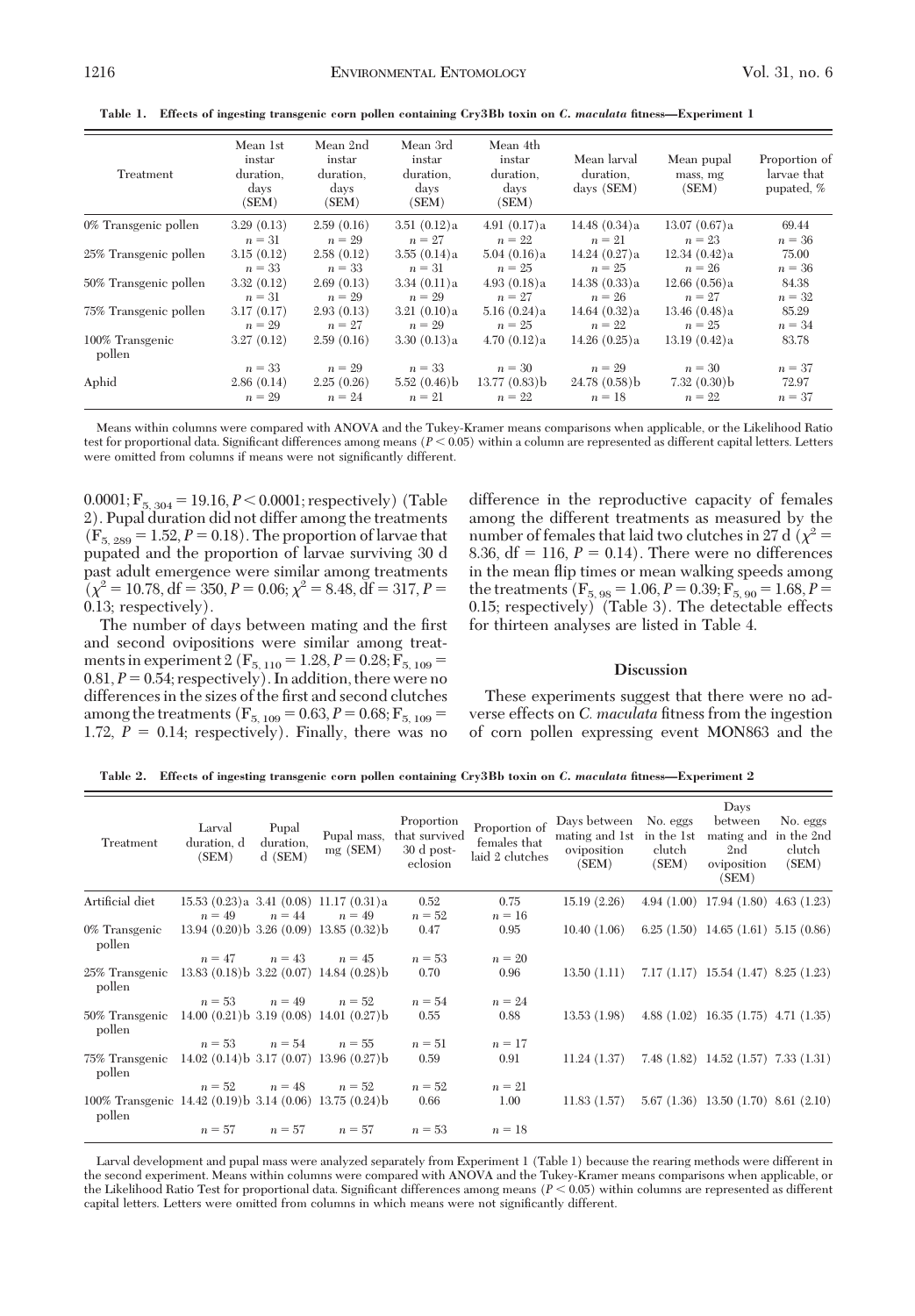**Table 1. Effects of ingesting transgenic corn pollen containing Cry3Bb toxin on *C. maculata* fitness—Experiment 1**

| Treatment | Mean 1st instar duration, days (SEM) | Mean 2nd instar duration, days (SEM) | Mean 3rd instar duration, days (SEM) | Mean 4th instar duration, days (SEM) | Mean larval duration, days (SEM) | Mean pupal mass, mg (SEM) | Proportion of larvae that pupated, % |
|---|---|---|---|---|---|---|---|
| 0% Transgenic pollen | 3.29 (0.13) $n = 31$ | 2.59 (0.16) $n = 29$ | 3.51 (0.12)a $n = 27$ | 4.91 (0.17)a $n = 22$ | 14.48 (0.34)a $n = 21$ | 13.07 (0.67)a $n = 23$ | 69.44 $n = 36$ |
| 25% Transgenic pollen | 3.15 (0.12) $n = 33$ | 2.58 (0.12) $n = 33$ | 3.55 (0.14)a $n = 31$ | 5.04 (0.16)a $n = 25$ | 14.24 (0.27)a $n = 25$ | 12.34 (0.42)a $n = 26$ | 75.00 $n = 36$ |
| 50% Transgenic pollen | 3.32 (0.12) $n = 31$ | 2.69 (0.13) $n = 29$ | 3.34 (0.11)a $n = 29$ | 4.93 (0.18)a $n = 27$ | 14.38 (0.33)a $n = 26$ | 12.66 (0.56)a $n = 27$ | 84.38 $n = 32$ |
| 75% Transgenic pollen | 3.17 (0.17) $n = 29$ | 2.93 (0.13) $n = 27$ | 3.21 (0.10)a $n = 29$ | 5.16 (0.24)a $n = 25$ | 14.64 (0.32)a $n = 22$ | 13.46 (0.48)a $n = 25$ | 85.29 $n = 34$ |
| 100% Transgenic pollen | 3.27 (0.12) $n = 33$ | 2.59 (0.16) $n = 29$ | 3.30 (0.13)a $n = 33$ | 4.70 (0.12)a $n = 30$ | 14.26 (0.25)a $n = 29$ | 13.19 (0.42)a $n = 30$ | 83.78 $n = 37$ |
| Aphid | 2.86 (0.14) $n = 29$ | 2.25 (0.26) $n = 24$ | 5.52 (0.46)b $n = 21$ | 13.77 (0.83)b $n = 22$ | 24.78 (0.58)b $n = 18$ | 7.32 (0.30)b $n = 22$ | 72.97 $n = 37$ |

Means within columns were compared with ANOVA and the Tukey-Kramer means comparisons when applicable, or the Likelihood Ratio test for proportional data. Significant differences among means ($P < 0.05$) within a column are represented as different capital letters. Letters were omitted from columns if means were not significantly different.

0.0001; $F_{5,\,304} = 19.16$, $P < 0.0001$; respectively) (Table 2). Pupal duration did not differ among the treatments ($F_{5,\,289} = 1.52$, $P = 0.18$). The proportion of larvae that pupated and the proportion of larvae surviving 30 d past adult emergence were similar among treatments ($\chi^2 = 10.78$, df $= 350$, $P = 0.06$; $\chi^2 = 8.48$, df $= 317$, $P = 0.13$; respectively).

The number of days between mating and the first and second ovipositions were similar among treatments in experiment 2 ($F_{5,\,110} = 1.28$, $P = 0.28$; $F_{5,\,109} = 0.81$, $P = 0.54$; respectively). In addition, there were no differences in the sizes of the first and second clutches among the treatments ($F_{5,\,109} = 0.63$, $P = 0.68$; $F_{5,\,109} = 1.72$, $P = 0.14$; respectively). Finally, there was no difference in the reproductive capacity of females among the different treatments as measured by the number of females that laid two clutches in 27 d ($\chi^2 = 8.36$, df $= 116$, $P = 0.14$). There were no differences in the mean flip times or mean walking speeds among the treatments ($F_{5,\,98} = 1.06$, $P = 0.39$; $F_{5,\,90} = 1.68$, $P = 0.15$; respectively) (Table 3). The detectable effects for thirteen analyses are listed in Table 4.

## Discussion

These experiments suggest that there were no adverse effects on *C. maculata* fitness from the ingestion of corn pollen expressing event MON863 and the

**Table 2. Effects of ingesting transgenic corn pollen containing Cry3Bb toxin on *C. maculata* fitness—Experiment 2**

| Treatment | Larval duration, d (SEM) | Pupal duration, d (SEM) | Pupal mass, mg (SEM) | Proportion that survived 30 d post-eclosion | Proportion of females that laid 2 clutches | Days between mating and 1st oviposition (SEM) | No. eggs in the 1st clutch (SEM) | Days between mating and 2nd oviposition (SEM) | No. eggs in the 2nd clutch (SEM) |
|---|---|---|---|---|---|---|---|---|---|
| Artificial diet | 15.53 (0.23)a $n = 49$ | 3.41 (0.08) $n = 44$ | 11.17 (0.31)a $n = 49$ | 0.52 $n = 52$ | 0.75 $n = 16$ | 15.19 (2.26) | 4.94 (1.00) | 17.94 (1.80) | 4.63 (1.23) |
| 0% Transgenic pollen | 13.94 (0.20)b $n = 47$ | 3.26 (0.09) $n = 43$ | 13.85 (0.32)b $n = 45$ | 0.47 $n = 53$ | 0.95 $n = 20$ | 10.40 (1.06) | 6.25 (1.50) | 14.65 (1.61) | 5.15 (0.86) |
| 25% Transgenic pollen | 13.83 (0.18)b $n = 53$ | 3.22 (0.07) $n = 49$ | 14.84 (0.28)b $n = 52$ | 0.70 $n = 54$ | 0.96 $n = 24$ | 13.50 (1.11) | 7.17 (1.17) | 15.54 (1.47) | 8.25 (1.23) |
| 50% Transgenic pollen | 14.00 (0.21)b $n = 53$ | 3.19 (0.08) $n = 54$ | 14.01 (0.27)b $n = 55$ | 0.55 $n = 51$ | 0.88 $n = 17$ | 13.53 (1.98) | 4.88 (1.02) | 16.35 (1.75) | 4.71 (1.35) |
| 75% Transgenic pollen | 14.02 (0.14)b $n = 52$ | 3.17 (0.07) $n = 48$ | 13.96 (0.27)b $n = 52$ | 0.59 $n = 52$ | 0.91 $n = 21$ | 11.24 (1.37) | 7.48 (1.82) | 14.52 (1.57) | 7.33 (1.31) |
| 100% Transgenic pollen | 14.42 (0.19)b $n = 57$ | 3.14 (0.06) $n = 57$ | 13.75 (0.24)b $n = 57$ | 0.66 $n = 53$ | 1.00 $n = 18$ | 11.83 (1.57) | 5.67 (1.36) | 13.50 (1.70) | 8.61 (2.10) |

Larval development and pupal mass were analyzed separately from Experiment 1 (Table 1) because the rearing methods were different in the second experiment. Means within columns were compared with ANOVA and the Tukey-Kramer means comparisons when applicable, or the Likelihood Ratio Test for proportional data. Significant differences among means ($P < 0.05$) within columns are represented as different capital letters. Letters were omitted from columns in which means were not significantly different.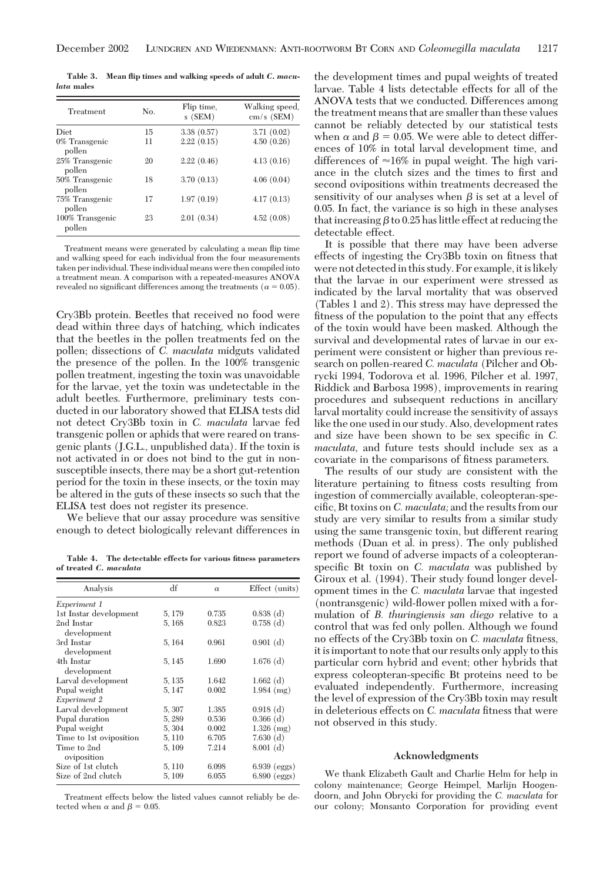**Table 3. Mean flip times and walking speeds of adult *C. maculata* males**

| Treatment | No. | Flip time, s (SEM) | Walking speed, cm/s (SEM) |
|---|---|---|---|
| Diet | 15 | 3.38 (0.57) | 3.71 (0.02) |
| 0% Transgenic pollen | 11 | 2.22 (0.15) | 4.50 (0.26) |
| 25% Transgenic pollen | 20 | 2.22 (0.46) | 4.13 (0.16) |
| 50% Transgenic pollen | 18 | 3.70 (0.13) | 4.06 (0.04) |
| 75% Transgenic pollen | 17 | 1.97 (0.19) | 4.17 (0.13) |
| 100% Transgenic pollen | 23 | 2.01 (0.34) | 4.52 (0.08) |

Treatment means were generated by calculating a mean flip time and walking speed for each individual from the four measurements taken per individual. These individual means were then compiled into a treatment mean. A comparison with a repeated-measures ANOVA revealed no significant differences among the treatments ($\alpha = 0.05$).

Cry3Bb protein. Beetles that received no food were dead within three days of hatching, which indicates that the beetles in the pollen treatments fed on the pollen; dissections of *C. maculata* midguts validated the presence of the pollen. In the 100% transgenic pollen treatment, ingesting the toxin was unavoidable for the larvae, yet the toxin was undetectable in the adult beetles. Furthermore, preliminary tests conducted in our laboratory showed that ELISA tests did not detect Cry3Bb toxin in *C. maculata* larvae fed transgenic pollen or aphids that were reared on transgenic plants (J.G.L., unpublished data). If the toxin is not activated in or does not bind to the gut in nonsusceptible insects, there may be a short gut-retention period for the toxin in these insects, or the toxin may be altered in the guts of these insects so such that the ELISA test does not register its presence.

We believe that our assay procedure was sensitive enough to detect biologically relevant differences in the development times and pupal weights of treated larvae. Table 4 lists detectable effects for all of the ANOVA tests that we conducted. Differences among the treatment means that are smaller than these values cannot be reliably detected by our statistical tests when $\alpha$ and $\beta = 0.05$. We were able to detect differences of 10% in total larval development time, and differences of $\approx$16% in pupal weight. The high variance in the clutch sizes and the times to first and second ovipositions within treatments decreased the sensitivity of our analyses when $\beta$ is set at a level of 0.05. In fact, the variance is so high in these analyses that increasing $\beta$ to 0.25 has little effect at reducing the detectable effect.

**Table 4. The detectable effects for various fitness parameters of treated *C. maculata***

| Analysis | df | $\alpha$ | Effect (units) |
|---|---|---|---|
| *Experiment 1* | | | |
| 1st Instar development | 5, 179 | 0.735 | 0.838 (d) |
| 2nd Instar development | 5, 168 | 0.823 | 0.758 (d) |
| 3rd Instar development | 5, 164 | 0.961 | 0.901 (d) |
| 4th Instar development | 5, 145 | 1.690 | 1.676 (d) |
| Larval development | 5, 135 | 1.642 | 1.662 (d) |
| Pupal weight | 5, 147 | 0.002 | 1.984 (mg) |
| *Experiment 2* | | | |
| Larval development | 5, 307 | 1.385 | 0.918 (d) |
| Pupal duration | 5, 289 | 0.536 | 0.366 (d) |
| Pupal weight | 5, 304 | 0.002 | 1.326 (mg) |
| Time to 1st oviposition | 5, 110 | 6.705 | 7.630 (d) |
| Time to 2nd oviposition | 5, 109 | 7.214 | 8.001 (d) |
| Size of 1st clutch | 5, 110 | 6.098 | 6.939 (eggs) |
| Size of 2nd clutch | 5, 109 | 6.055 | 6.890 (eggs) |

Treatment effects below the listed values cannot reliably be detected when $\alpha$ and $\beta = 0.05$.

It is possible that there may have been adverse effects of ingesting the Cry3Bb toxin on fitness that were not detected in this study. For example, it is likely that the larvae in our experiment were stressed as indicated by the larval mortality that was observed (Tables 1 and 2). This stress may have depressed the fitness of the population to the point that any effects of the toxin would have been masked. Although the survival and developmental rates of larvae in our experiment were consistent or higher than previous research on pollen-reared *C. maculata* (Pilcher and Obrycki 1994, Todorova et al. 1996, Pilcher et al. 1997, Riddick and Barbosa 1998), improvements in rearing procedures and subsequent reductions in ancillary larval mortality could increase the sensitivity of assays like the one used in our study. Also, development rates and size have been shown to be sex specific in *C. maculata*, and future tests should include sex as a covariate in the comparisons of fitness parameters.

The results of our study are consistent with the literature pertaining to fitness costs resulting from ingestion of commercially available, coleopteran-specific, Bt toxins on *C. maculata;* and the results from our study are very similar to results from a similar study using the same transgenic toxin, but different rearing methods (Duan et al. in press). The only published report we found of adverse impacts of a coleopteran-specific Bt toxin on *C. maculata* was published by Giroux et al. (1994). Their study found longer development times in the *C. maculata* larvae that ingested (nontransgenic) wild-flower pollen mixed with a formulation of *B. thuringiensis san diego* relative to a control that was fed only pollen. Although we found no effects of the Cry3Bb toxin on *C. maculata* fitness, it is important to note that our results only apply to this particular corn hybrid and event; other hybrids that express coleopteran-specific Bt proteins need to be evaluated independently. Furthermore, increasing the level of expression of the Cry3Bb toxin may result in deleterious effects on *C. maculata* fitness that were not observed in this study.

## Acknowledgments

We thank Elizabeth Gault and Charlie Helm for help in colony maintenance; George Heimpel, Marlijn Hoogendoorn, and John Obrycki for providing the *C. maculata* for our colony; Monsanto Corporation for providing event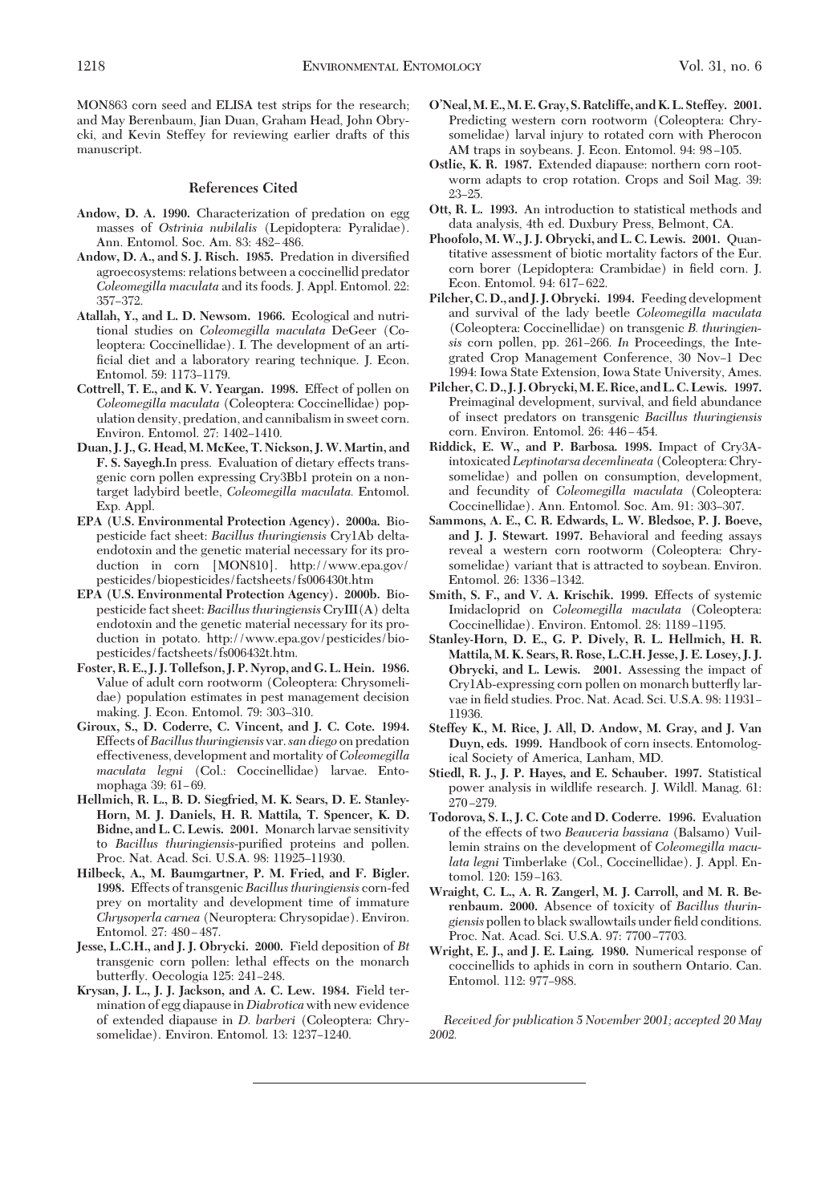MON863 corn seed and ELISA test strips for the research; and May Berenbaum, Jian Duan, Graham Head, John Obrycki, and Kevin Steffey for reviewing earlier drafts of this manuscript.

## References Cited

**Andow, D. A. 1990.** Characterization of predation on egg masses of *Ostrinia nubilalis* (Lepidoptera: Pyralidae). Ann. Entomol. Soc. Am. 83: 482–486.

**Andow, D. A., and S. J. Risch. 1985.** Predation in diversified agroecosystems: relations between a coccinellid predator *Coleomegilla maculata* and its foods. J. Appl. Entomol. 22: 357–372.

**Atallah, Y., and L. D. Newsom. 1966.** Ecological and nutritional studies on *Coleomegilla maculata* DeGeer (Coleoptera: Coccinellidae). I. The development of an artificial diet and a laboratory rearing technique. J. Econ. Entomol. 59: 1173–1179.

**Cottrell, T. E., and K. V. Yeargan. 1998.** Effect of pollen on *Coleomegilla maculata* (Coleoptera: Coccinellidae) population density, predation, and cannibalism in sweet corn. Environ. Entomol. 27: 1402–1410.

**Duan, J. J., G. Head, M. McKee, T. Nickson, J. W. Martin, and F. S. Sayegh.** In press. Evaluation of dietary effects transgenic corn pollen expressing Cry3Bb1 protein on a nontarget ladybird beetle, *Coleomegilla maculata.* Entomol. Exp. Appl.

**EPA (U.S. Environmental Protection Agency). 2000a.** Biopesticide fact sheet: *Bacillus thuringiensis* Cry1Ab delta-endotoxin and the genetic material necessary for its production in corn [MON810]. http://www.epa.gov/pesticides/biopesticides/factsheets/fs006430t.htm

**EPA (U.S. Environmental Protection Agency). 2000b.** Biopesticide fact sheet: *Bacillus thuringiensis* CryIII(A) delta endotoxin and the genetic material necessary for its production in potato. http://www.epa.gov/pesticides/biopesticides/factsheets/fs006432t.htm.

**Foster, R. E., J. J. Tollefson, J. P. Nyrop, and G. L. Hein. 1986.** Value of adult corn rootworm (Coleoptera: Chrysomelidae) population estimates in pest management decision making. J. Econ. Entomol. 79: 303–310.

**Giroux, S., D. Coderre, C. Vincent, and J. C. Cote. 1994.** Effects of *Bacillus thuringiensis* var. *san diego* on predation effectiveness, development and mortality of *Coleomegilla maculata legni* (Col.: Coccinellidae) larvae. Entomophaga 39: 61–69.

**Hellmich, R. L., B. D. Siegfried, M. K. Sears, D. E. Stanley-Horn, M. J. Daniels, H. R. Mattila, T. Spencer, K. D. Bidne, and L. C. Lewis. 2001.** Monarch larvae sensitivity to *Bacillus thuringiensis*-purified proteins and pollen. Proc. Nat. Acad. Sci. U.S.A. 98: 11925–11930.

**Hilbeck, A., M. Baumgartner, P. M. Fried, and F. Bigler. 1998.** Effects of transgenic *Bacillus thuringiensis* corn-fed prey on mortality and development time of immature *Chrysoperla carnea* (Neuroptera: Chrysopidae). Environ. Entomol. 27: 480–487.

**Jesse, L.C.H., and J. J. Obrycki. 2000.** Field deposition of *Bt* transgenic corn pollen: lethal effects on the monarch butterfly. Oecologia 125: 241–248.

**Krysan, J. L., J. J. Jackson, and A. C. Lew. 1984.** Field termination of egg diapause in *Diabrotica* with new evidence of extended diapause in *D. barberi* (Coleoptera: Chrysomelidae). Environ. Entomol. 13: 1237–1240.

**O'Neal, M. E., M. E. Gray, S. Ratcliffe, and K. L. Steffey. 2001.** Predicting western corn rootworm (Coleoptera: Chrysomelidae) larval injury to rotated corn with Pherocon AM traps in soybeans. J. Econ. Entomol. 94: 98–105.

**Ostlie, K. R. 1987.** Extended diapause: northern corn rootworm adapts to crop rotation. Crops and Soil Mag. 39: 23–25.

**Ott, R. L. 1993.** An introduction to statistical methods and data analysis, 4th ed. Duxbury Press, Belmont, CA.

**Phoofolo, M. W., J. J. Obrycki, and L. C. Lewis. 2001.** Quantitative assessment of biotic mortality factors of the Eur. corn borer (Lepidoptera: Crambidae) in field corn. J. Econ. Entomol. 94: 617–622.

**Pilcher, C. D., and J. J. Obrycki. 1994.** Feeding development and survival of the lady beetle *Coleomegilla maculata* (Coleoptera: Coccinellidae) on transgenic *B. thuringiensis* corn pollen, pp. 261–266. *In* Proceedings, the Integrated Crop Management Conference, 30 Nov–1 Dec 1994: Iowa State Extension, Iowa State University, Ames.

**Pilcher, C. D., J. J. Obrycki, M. E. Rice, and L. C. Lewis. 1997.** Preimaginal development, survival, and field abundance of insect predators on transgenic *Bacillus thuringiensis* corn. Environ. Entomol. 26: 446–454.

**Riddick, E. W., and P. Barbosa. 1998.** Impact of Cry3A-intoxicated *Leptinotarsa decemlineata* (Coleoptera: Chrysomelidae) and pollen on consumption, development, and fecundity of *Coleomegilla maculata* (Coleoptera: Coccinellidae). Ann. Entomol. Soc. Am. 91: 303–307.

**Sammons, A. E., C. R. Edwards, L. W. Bledsoe, P. J. Boeve, and J. J. Stewart. 1997.** Behavioral and feeding assays reveal a western corn rootworm (Coleoptera: Chrysomelidae) variant that is attracted to soybean. Environ. Entomol. 26: 1336–1342.

**Smith, S. F., and V. A. Krischik. 1999.** Effects of systemic Imidacloprid on *Coleomegilla maculata* (Coleoptera: Coccinellidae). Environ. Entomol. 28: 1189–1195.

**Stanley-Horn, D. E., G. P. Dively, R. L. Hellmich, H. R. Mattila, M. K. Sears, R. Rose, L.C.H. Jesse, J. E. Losey, J. J. Obrycki, and L. Lewis. 2001.** Assessing the impact of Cry1Ab-expressing corn pollen on monarch butterfly larvae in field studies. Proc. Nat. Acad. Sci. U.S.A. 98: 11931–11936.

**Steffey K., M. Rice, J. All, D. Andow, M. Gray, and J. Van Duyn, eds. 1999.** Handbook of corn insects. Entomological Society of America, Lanham, MD.

**Stiedl, R. J., J. P. Hayes, and E. Schauber. 1997.** Statistical power analysis in wildlife research. J. Wildl. Manag. 61: 270–279.

**Todorova, S. I., J. C. Cote and D. Coderre. 1996.** Evaluation of the effects of two *Beauveria bassiana* (Balsamo) Vuillemin strains on the development of *Coleomegilla maculata legni* Timberlake (Col., Coccinellidae). J. Appl. Entomol. 120: 159–163.

**Wraight, C. L., A. R. Zangerl, M. J. Carroll, and M. R. Berenbaum. 2000.** Absence of toxicity of *Bacillus thuringiensis* pollen to black swallowtails under field conditions. Proc. Natl. Acad. Sci. U.S.A. 97: 7700–7703.

**Wright, E. J., and J. E. Laing. 1980.** Numerical response of coccinellids to aphids in corn in southern Ontario. Can. Entomol. 112: 977–988.

*Received for publication 5 November 2001; accepted 20 May 2002.*